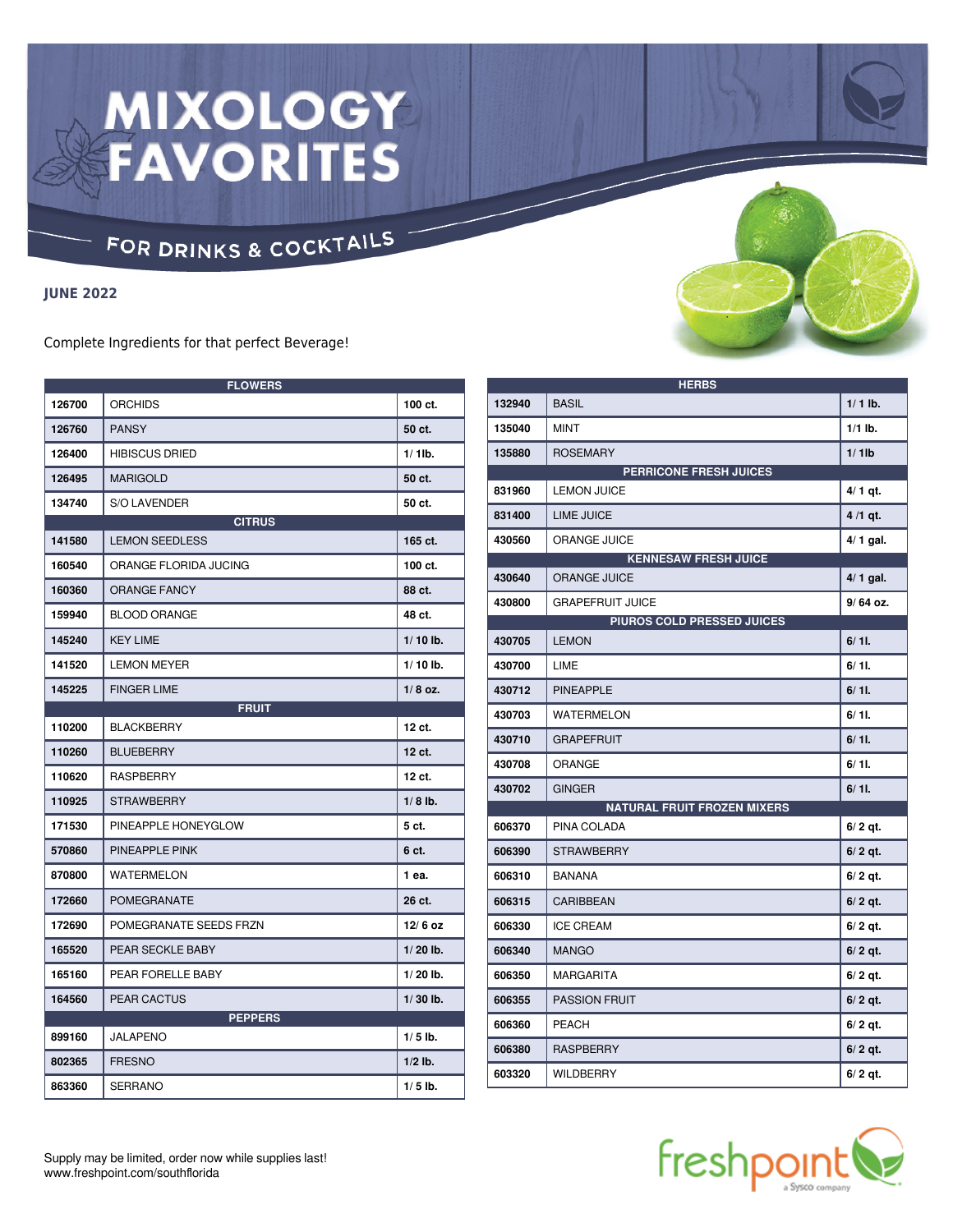# MIXOLOGY FAVORITES

## FOR DRINKS & COCKTAILS

**JUNE 2022**

Complete Ingredients for that perfect Beverage!

| FLOWERS | | |
|---|---|---|
| 126700 | ORCHIDS | 100 ct. |
| 126760 | PANSY | 50 ct. |
| 126400 | HIBISCUS DRIED | 1/ 1lb. |
| 126495 | MARIGOLD | 50 ct. |
| 134740 | S/O LAVENDER | 50 ct. |
| **CITRUS** | | |
| 141580 | LEMON SEEDLESS | 165 ct. |
| 160540 | ORANGE FLORIDA JUCING | 100 ct. |
| 160360 | ORANGE FANCY | 88 ct. |
| 159940 | BLOOD ORANGE | 48 ct. |
| 145240 | KEY LIME | 1/ 10 lb. |
| 141520 | LEMON MEYER | 1/ 10 lb. |
| 145225 | FINGER LIME | 1/ 8 oz. |
| **FRUIT** | | |
| 110200 | BLACKBERRY | 12 ct. |
| 110260 | BLUEBERRY | 12 ct. |
| 110620 | RASPBERRY | 12 ct. |
| 110925 | STRAWBERRY | 1/ 8 lb. |
| 171530 | PINEAPPLE HONEYGLOW | 5 ct. |
| 570860 | PINEAPPLE PINK | 6 ct. |
| 870800 | WATERMELON | 1 ea. |
| 172660 | POMEGRANATE | 26 ct. |
| 172690 | POMEGRANATE SEEDS FRZN | 12/ 6 oz |
| 165520 | PEAR SECKLE BABY | 1/ 20 lb. |
| 165160 | PEAR FORELLE BABY | 1/ 20 lb. |
| 164560 | PEAR CACTUS | 1/ 30 lb. |
| **PEPPERS** | | |
| 899160 | JALAPENO | 1/ 5 lb. |
| 802365 | FRESNO | 1/2 lb. |
| 863360 | SERRANO | 1/ 5 lb. |

| HERBS | | |
|---|---|---|
| 132940 | BASIL | 1/ 1 lb. |
| 135040 | MINT | 1/1 lb. |
| 135880 | ROSEMARY | 1/ 1lb |
| **PERRICONE FRESH JUICES** | | |
| 831960 | LEMON JUICE | 4/ 1 qt. |
| 831400 | LIME JUICE | 4 /1 qt. |
| 430560 | ORANGE JUICE | 4/ 1 gal. |
| **KENNESAW FRESH JUICE** | | |
| 430640 | ORANGE JUICE | 4/ 1 gal. |
| 430800 | GRAPEFRUIT JUICE | 9/ 64 oz. |
| **PIUROS COLD PRESSED JUICES** | | |
| 430705 | LEMON | 6/ 1l. |
| 430700 | LIME | 6/ 1l. |
| 430712 | PINEAPPLE | 6/ 1l. |
| 430703 | WATERMELON | 6/ 1l. |
| 430710 | GRAPEFRUIT | 6/ 1l. |
| 430708 | ORANGE | 6/ 1l. |
| 430702 | GINGER | 6/ 1l. |
| **NATURAL FRUIT FROZEN MIXERS** | | |
| 606370 | PINA COLADA | 6/ 2 qt. |
| 606390 | STRAWBERRY | 6/ 2 qt. |
| 606310 | BANANA | 6/ 2 qt. |
| 606315 | CARIBBEAN | 6/ 2 qt. |
| 606330 | ICE CREAM | 6/ 2 qt. |
| 606340 | MANGO | 6/ 2 qt. |
| 606350 | MARGARITA | 6/ 2 qt. |
| 606355 | PASSION FRUIT | 6/ 2 qt. |
| 606360 | PEACH | 6/ 2 qt. |
| 606380 | RASPBERRY | 6/ 2 qt. |
| 603320 | WILDBERRY | 6/ 2 qt. |

Supply may be limited, order now while supplies last!
www.freshpoint.com/southflorida

freshpoint a Sysco company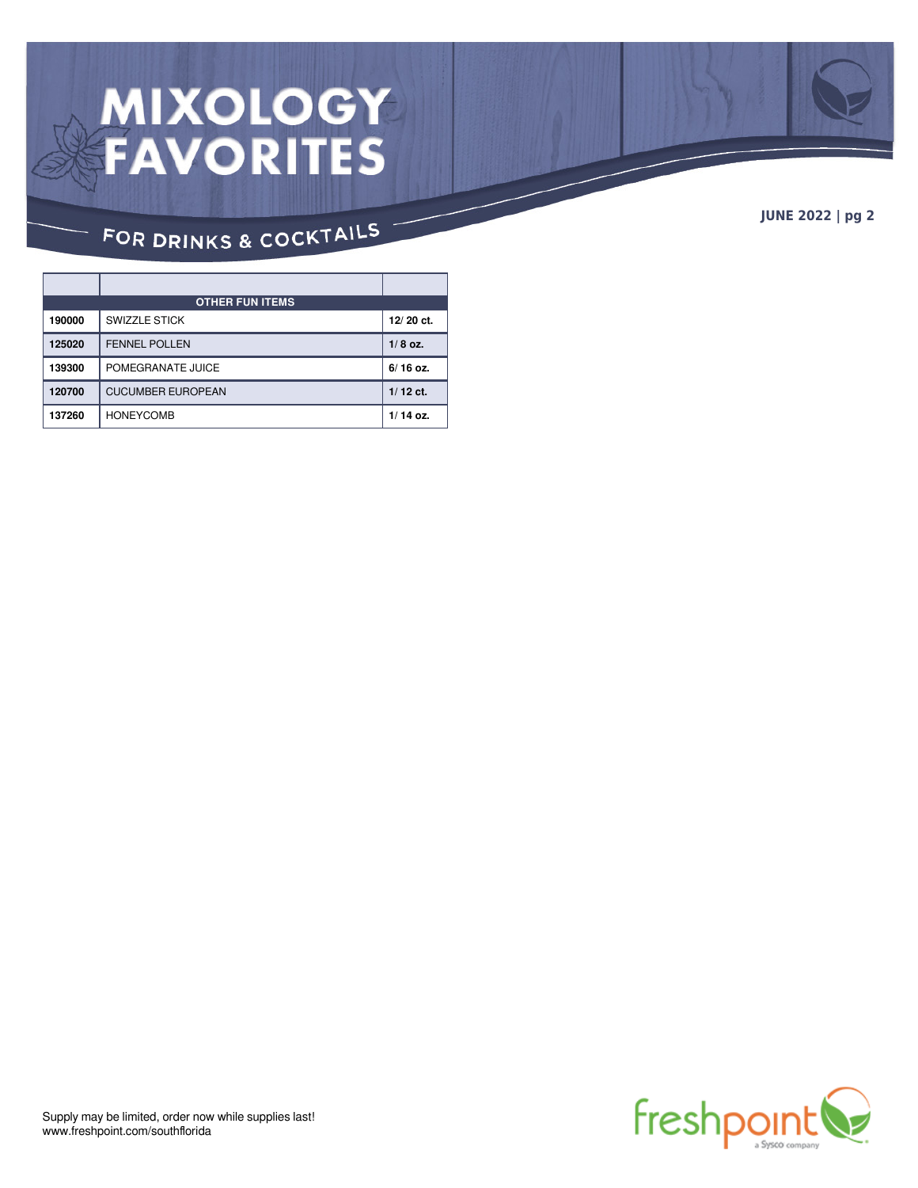# MIXOLOGY FAVORITES

## FOR DRINKS & COCKTAILS

JUNE 2022 | pg 2

| | OTHER FUN ITEMS | |
|---|---|---|
| 190000 | SWIZZLE STICK | 12/ 20 ct. |
| 125020 | FENNEL POLLEN | 1/ 8 oz. |
| 139300 | POMEGRANATE JUICE | 6/ 16 oz. |
| 120700 | CUCUMBER EUROPEAN | 1/ 12 ct. |
| 137260 | HONEYCOMB | 1/ 14 oz. |

Supply may be limited, order now while supplies last!
www.freshpoint.com/southflorida

freshpoint a Sysco company